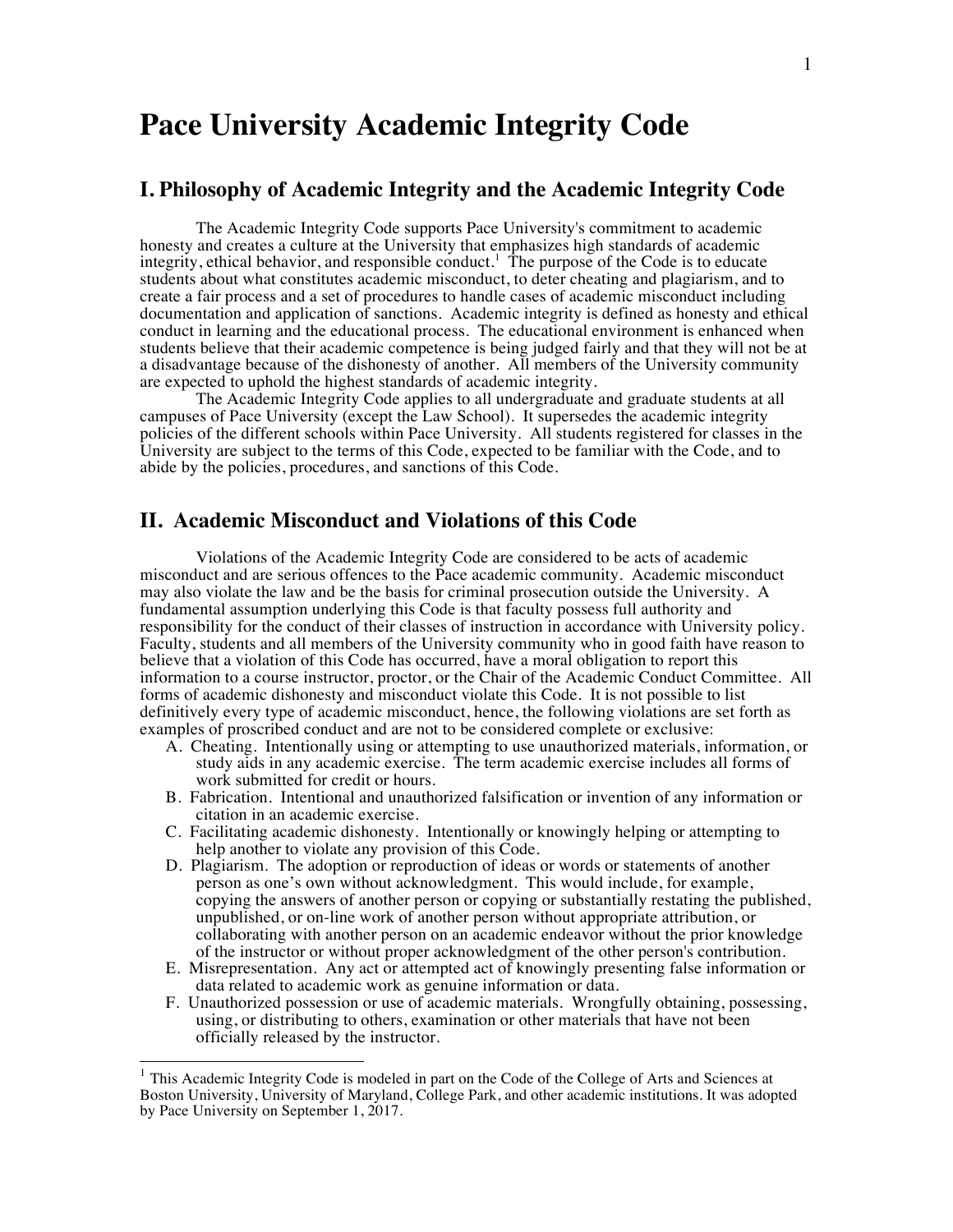# Pace University Academic Integrity Code

## I. Philosophy of Academic Integrity and the Academic Integrity Code

The Academic Integrity Code supports Pace University's commitment to academic honesty and creates a culture at the University that emphasizes high standards of academic integrity, ethical behavior, and responsible conduct.[1] The purpose of the Code is to educate students about what constitutes academic misconduct, to deter cheating and plagiarism, and to create a fair process and a set of procedures to handle cases of academic misconduct including documentation and application of sanctions. Academic integrity is defined as honesty and ethical conduct in learning and the educational process. The educational environment is enhanced when students believe that their academic competence is being judged fairly and that they will not be at a disadvantage because of the dishonesty of another. All members of the University community are expected to uphold the highest standards of academic integrity.

The Academic Integrity Code applies to all undergraduate and graduate students at all campuses of Pace University (except the Law School). It supersedes the academic integrity policies of the different schools within Pace University. All students registered for classes in the University are subject to the terms of this Code, expected to be familiar with the Code, and to abide by the policies, procedures, and sanctions of this Code.

## II. Academic Misconduct and Violations of this Code

Violations of the Academic Integrity Code are considered to be acts of academic misconduct and are serious offences to the Pace academic community. Academic misconduct may also violate the law and be the basis for criminal prosecution outside the University. A fundamental assumption underlying this Code is that faculty possess full authority and responsibility for the conduct of their classes of instruction in accordance with University policy. Faculty, students and all members of the University community who in good faith have reason to believe that a violation of this Code has occurred, have a moral obligation to report this information to a course instructor, proctor, or the Chair of the Academic Conduct Committee. All forms of academic dishonesty and misconduct violate this Code. It is not possible to list definitively every type of academic misconduct, hence, the following violations are set forth as examples of proscribed conduct and are not to be considered complete or exclusive:

A. Cheating. Intentionally using or attempting to use unauthorized materials, information, or study aids in any academic exercise. The term academic exercise includes all forms of work submitted for credit or hours.

B. Fabrication. Intentional and unauthorized falsification or invention of any information or citation in an academic exercise.

C. Facilitating academic dishonesty. Intentionally or knowingly helping or attempting to help another to violate any provision of this Code.

D. Plagiarism. The adoption or reproduction of ideas or words or statements of another person as one's own without acknowledgment. This would include, for example, copying the answers of another person or copying or substantially restating the published, unpublished, or on-line work of another person without appropriate attribution, or collaborating with another person on an academic endeavor without the prior knowledge of the instructor or without proper acknowledgment of the other person's contribution.

E. Misrepresentation. Any act or attempted act of knowingly presenting false information or data related to academic work as genuine information or data.

F. Unauthorized possession or use of academic materials. Wrongfully obtaining, possessing, using, or distributing to others, examination or other materials that have not been officially released by the instructor.

---

[1] This Academic Integrity Code is modeled in part on the Code of the College of Arts and Sciences at Boston University, University of Maryland, College Park, and other academic institutions. It was adopted by Pace University on September 1, 2017.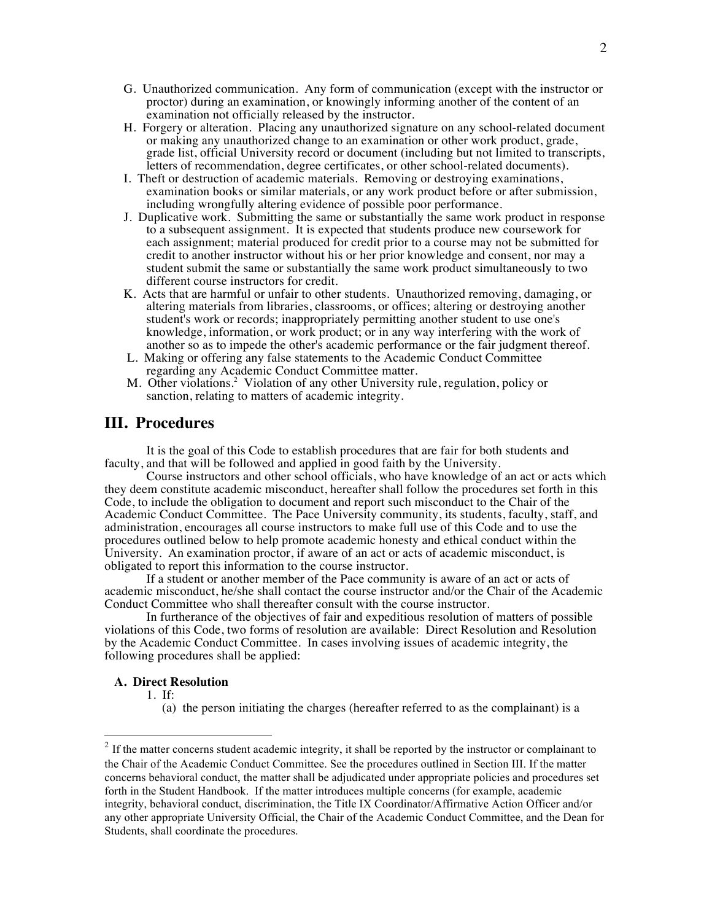G. Unauthorized communication. Any form of communication (except with the instructor or proctor) during an examination, or knowingly informing another of the content of an examination not officially released by the instructor.

H. Forgery or alteration. Placing any unauthorized signature on any school-related document or making any unauthorized change to an examination or other work product, grade, grade list, official University record or document (including but not limited to transcripts, letters of recommendation, degree certificates, or other school-related documents).

I. Theft or destruction of academic materials. Removing or destroying examinations, examination books or similar materials, or any work product before or after submission, including wrongfully altering evidence of possible poor performance.

J. Duplicative work. Submitting the same or substantially the same work product in response to a subsequent assignment. It is expected that students produce new coursework for each assignment; material produced for credit prior to a course may not be submitted for credit to another instructor without his or her prior knowledge and consent, nor may a student submit the same or substantially the same work product simultaneously to two different course instructors for credit.

K. Acts that are harmful or unfair to other students. Unauthorized removing, damaging, or altering materials from libraries, classrooms, or offices; altering or destroying another student's work or records; inappropriately permitting another student to use one's knowledge, information, or work product; or in any way interfering with the work of another so as to impede the other's academic performance or the fair judgment thereof.

L. Making or offering any false statements to the Academic Conduct Committee regarding any Academic Conduct Committee matter.

M. Other violations.[2] Violation of any other University rule, regulation, policy or sanction, relating to matters of academic integrity.

## III. Procedures

It is the goal of this Code to establish procedures that are fair for both students and faculty, and that will be followed and applied in good faith by the University.

Course instructors and other school officials, who have knowledge of an act or acts which they deem constitute academic misconduct, hereafter shall follow the procedures set forth in this Code, to include the obligation to document and report such misconduct to the Chair of the Academic Conduct Committee. The Pace University community, its students, faculty, staff, and administration, encourages all course instructors to make full use of this Code and to use the procedures outlined below to help promote academic honesty and ethical conduct within the University. An examination proctor, if aware of an act or acts of academic misconduct, is obligated to report this information to the course instructor.

If a student or another member of the Pace community is aware of an act or acts of academic misconduct, he/she shall contact the course instructor and/or the Chair of the Academic Conduct Committee who shall thereafter consult with the course instructor.

In furtherance of the objectives of fair and expeditious resolution of matters of possible violations of this Code, two forms of resolution are available: Direct Resolution and Resolution by the Academic Conduct Committee. In cases involving issues of academic integrity, the following procedures shall be applied:

### A. Direct Resolution

1. If:
   (a) the person initiating the charges (hereafter referred to as the complainant) is a

---

[2] If the matter concerns student academic integrity, it shall be reported by the instructor or complainant to the Chair of the Academic Conduct Committee. See the procedures outlined in Section III. If the matter concerns behavioral conduct, the matter shall be adjudicated under appropriate policies and procedures set forth in the Student Handbook. If the matter introduces multiple concerns (for example, academic integrity, behavioral conduct, discrimination, the Title IX Coordinator/Affirmative Action Officer and/or any other appropriate University Official, the Chair of the Academic Conduct Committee, and the Dean for Students, shall coordinate the procedures.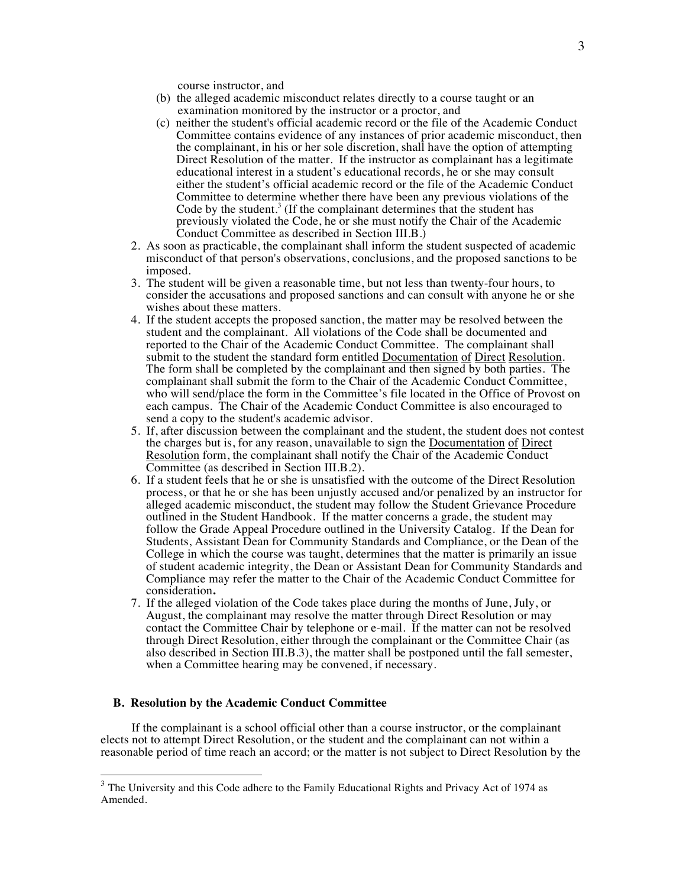course instructor, and

(b) the alleged academic misconduct relates directly to a course taught or an examination monitored by the instructor or a proctor, and

(c) neither the student's official academic record or the file of the Academic Conduct Committee contains evidence of any instances of prior academic misconduct, then the complainant, in his or her sole discretion, shall have the option of attempting Direct Resolution of the matter. If the instructor as complainant has a legitimate educational interest in a student's educational records, he or she may consult either the student's official academic record or the file of the Academic Conduct Committee to determine whether there have been any previous violations of the Code by the student.[3] (If the complainant determines that the student has previously violated the Code, he or she must notify the Chair of the Academic Conduct Committee as described in Section III.B.)

2. As soon as practicable, the complainant shall inform the student suspected of academic misconduct of that person's observations, conclusions, and the proposed sanctions to be imposed.
3. The student will be given a reasonable time, but not less than twenty-four hours, to consider the accusations and proposed sanctions and can consult with anyone he or she wishes about these matters.
4. If the student accepts the proposed sanction, the matter may be resolved between the student and the complainant. All violations of the Code shall be documented and reported to the Chair of the Academic Conduct Committee. The complainant shall submit to the student the standard form entitled <u>Documentation of Direct Resolution</u>. The form shall be completed by the complainant and then signed by both parties. The complainant shall submit the form to the Chair of the Academic Conduct Committee, who will send/place the form in the Committee's file located in the Office of Provost on each campus. The Chair of the Academic Conduct Committee is also encouraged to send a copy to the student's academic advisor.
5. If, after discussion between the complainant and the student, the student does not contest the charges but is, for any reason, unavailable to sign the <u>Documentation of Direct Resolution</u> form, the complainant shall notify the Chair of the Academic Conduct Committee (as described in Section III.B.2).
6. If a student feels that he or she is unsatisfied with the outcome of the Direct Resolution process, or that he or she has been unjustly accused and/or penalized by an instructor for alleged academic misconduct, the student may follow the Student Grievance Procedure outlined in the Student Handbook. If the matter concerns a grade, the student may follow the Grade Appeal Procedure outlined in the University Catalog. If the Dean for Students, Assistant Dean for Community Standards and Compliance, or the Dean of the College in which the course was taught, determines that the matter is primarily an issue of student academic integrity, the Dean or Assistant Dean for Community Standards and Compliance may refer the matter to the Chair of the Academic Conduct Committee for consideration.
7. If the alleged violation of the Code takes place during the months of June, July, or August, the complainant may resolve the matter through Direct Resolution or may contact the Committee Chair by telephone or e-mail. If the matter can not be resolved through Direct Resolution, either through the complainant or the Committee Chair (as also described in Section III.B.3), the matter shall be postponed until the fall semester, when a Committee hearing may be convened, if necessary.

### B. Resolution by the Academic Conduct Committee

If the complainant is a school official other than a course instructor, or the complainant elects not to attempt Direct Resolution, or the student and the complainant can not within a reasonable period of time reach an accord; or the matter is not subject to Direct Resolution by the

[3] The University and this Code adhere to the Family Educational Rights and Privacy Act of 1974 as Amended.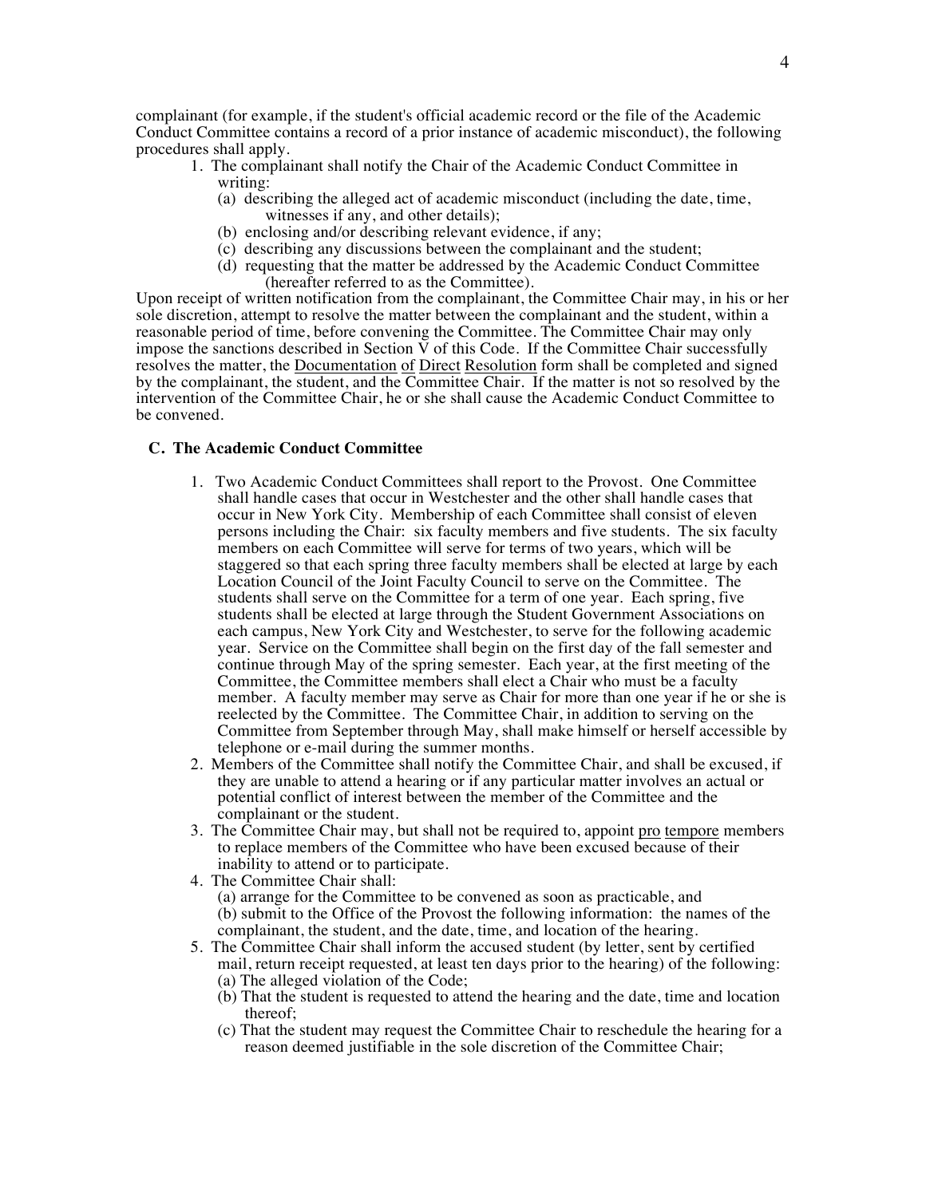complainant (for example, if the student's official academic record or the file of the Academic Conduct Committee contains a record of a prior instance of academic misconduct), the following procedures shall apply.

1. The complainant shall notify the Chair of the Academic Conduct Committee in writing:
   (a) describing the alleged act of academic misconduct (including the date, time, witnesses if any, and other details);
   (b) enclosing and/or describing relevant evidence, if any;
   (c) describing any discussions between the complainant and the student;
   (d) requesting that the matter be addressed by the Academic Conduct Committee (hereafter referred to as the Committee).

Upon receipt of written notification from the complainant, the Committee Chair may, in his or her sole discretion, attempt to resolve the matter between the complainant and the student, within a reasonable period of time, before convening the Committee. The Committee Chair may only impose the sanctions described in Section V of this Code. If the Committee Chair successfully resolves the matter, the Documentation of Direct Resolution form shall be completed and signed by the complainant, the student, and the Committee Chair. If the matter is not so resolved by the intervention of the Committee Chair, he or she shall cause the Academic Conduct Committee to be convened.

### C. The Academic Conduct Committee

1. Two Academic Conduct Committees shall report to the Provost. One Committee shall handle cases that occur in Westchester and the other shall handle cases that occur in New York City. Membership of each Committee shall consist of eleven persons including the Chair: six faculty members and five students. The six faculty members on each Committee will serve for terms of two years, which will be staggered so that each spring three faculty members shall be elected at large by each Location Council of the Joint Faculty Council to serve on the Committee. The students shall serve on the Committee for a term of one year. Each spring, five students shall be elected at large through the Student Government Associations on each campus, New York City and Westchester, to serve for the following academic year. Service on the Committee shall begin on the first day of the fall semester and continue through May of the spring semester. Each year, at the first meeting of the Committee, the Committee members shall elect a Chair who must be a faculty member. A faculty member may serve as Chair for more than one year if he or she is reelected by the Committee. The Committee Chair, in addition to serving on the Committee from September through May, shall make himself or herself accessible by telephone or e-mail during the summer months.
2. Members of the Committee shall notify the Committee Chair, and shall be excused, if they are unable to attend a hearing or if any particular matter involves an actual or potential conflict of interest between the member of the Committee and the complainant or the student.
3. The Committee Chair may, but shall not be required to, appoint pro tempore members to replace members of the Committee who have been excused because of their inability to attend or to participate.
4. The Committee Chair shall:
   (a) arrange for the Committee to be convened as soon as practicable, and
   (b) submit to the Office of the Provost the following information: the names of the complainant, the student, and the date, time, and location of the hearing.
5. The Committee Chair shall inform the accused student (by letter, sent by certified mail, return receipt requested, at least ten days prior to the hearing) of the following:
   (a) The alleged violation of the Code;
   (b) That the student is requested to attend the hearing and the date, time and location thereof;
   (c) That the student may request the Committee Chair to reschedule the hearing for a reason deemed justifiable in the sole discretion of the Committee Chair;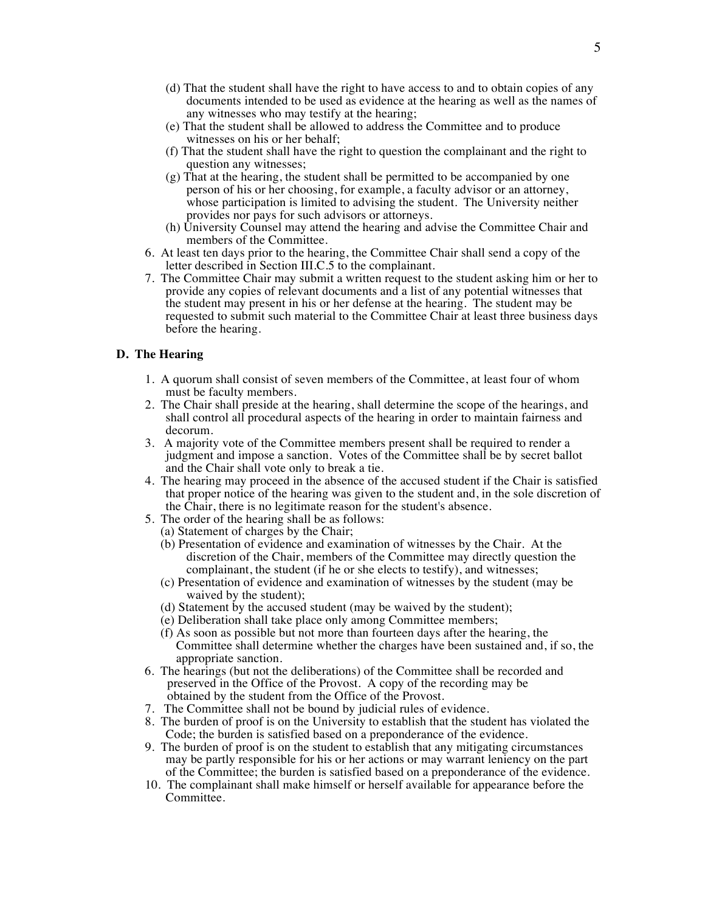(d) That the student shall have the right to have access to and to obtain copies of any documents intended to be used as evidence at the hearing as well as the names of any witnesses who may testify at the hearing;

(e) That the student shall be allowed to address the Committee and to produce witnesses on his or her behalf;

(f) That the student shall have the right to question the complainant and the right to question any witnesses;

(g) That at the hearing, the student shall be permitted to be accompanied by one person of his or her choosing, for example, a faculty advisor or an attorney, whose participation is limited to advising the student. The University neither provides nor pays for such advisors or attorneys.

(h) University Counsel may attend the hearing and advise the Committee Chair and members of the Committee.

6. At least ten days prior to the hearing, the Committee Chair shall send a copy of the letter described in Section III.C.5 to the complainant.
7. The Committee Chair may submit a written request to the student asking him or her to provide any copies of relevant documents and a list of any potential witnesses that the student may present in his or her defense at the hearing. The student may be requested to submit such material to the Committee Chair at least three business days before the hearing.

### D. The Hearing

1. A quorum shall consist of seven members of the Committee, at least four of whom must be faculty members.
2. The Chair shall preside at the hearing, shall determine the scope of the hearings, and shall control all procedural aspects of the hearing in order to maintain fairness and decorum.
3. A majority vote of the Committee members present shall be required to render a judgment and impose a sanction. Votes of the Committee shall be by secret ballot and the Chair shall vote only to break a tie.
4. The hearing may proceed in the absence of the accused student if the Chair is satisfied that proper notice of the hearing was given to the student and, in the sole discretion of the Chair, there is no legitimate reason for the student's absence.
5. The order of the hearing shall be as follows:
   (a) Statement of charges by the Chair;
   (b) Presentation of evidence and examination of witnesses by the Chair. At the discretion of the Chair, members of the Committee may directly question the complainant, the student (if he or she elects to testify), and witnesses;
   (c) Presentation of evidence and examination of witnesses by the student (may be waived by the student);
   (d) Statement by the accused student (may be waived by the student);
   (e) Deliberation shall take place only among Committee members;
   (f) As soon as possible but not more than fourteen days after the hearing, the Committee shall determine whether the charges have been sustained and, if so, the appropriate sanction.
6. The hearings (but not the deliberations) of the Committee shall be recorded and preserved in the Office of the Provost. A copy of the recording may be obtained by the student from the Office of the Provost.
7. The Committee shall not be bound by judicial rules of evidence.
8. The burden of proof is on the University to establish that the student has violated the Code; the burden is satisfied based on a preponderance of the evidence.
9. The burden of proof is on the student to establish that any mitigating circumstances may be partly responsible for his or her actions or may warrant leniency on the part of the Committee; the burden is satisfied based on a preponderance of the evidence.
10. The complainant shall make himself or herself available for appearance before the Committee.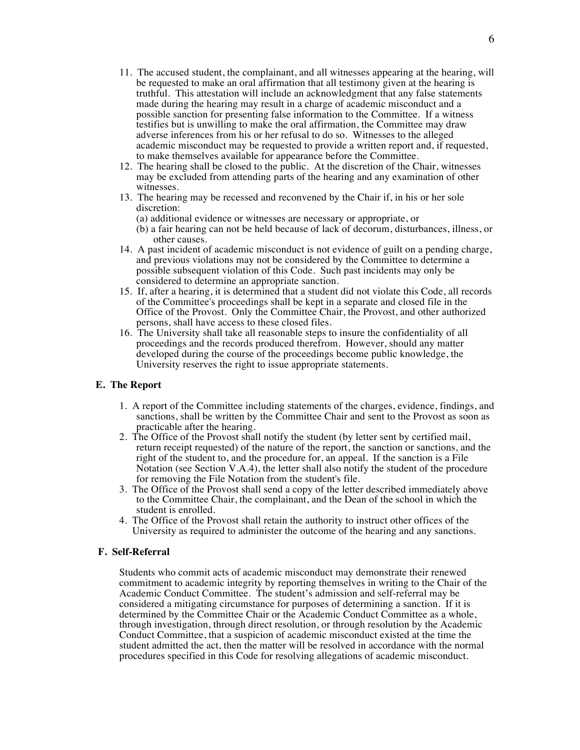11. The accused student, the complainant, and all witnesses appearing at the hearing, will be requested to make an oral affirmation that all testimony given at the hearing is truthful. This attestation will include an acknowledgment that any false statements made during the hearing may result in a charge of academic misconduct and a possible sanction for presenting false information to the Committee. If a witness testifies but is unwilling to make the oral affirmation, the Committee may draw adverse inferences from his or her refusal to do so. Witnesses to the alleged academic misconduct may be requested to provide a written report and, if requested, to make themselves available for appearance before the Committee.
12. The hearing shall be closed to the public. At the discretion of the Chair, witnesses may be excluded from attending parts of the hearing and any examination of other witnesses.
13. The hearing may be recessed and reconvened by the Chair if, in his or her sole discretion:
    (a) additional evidence or witnesses are necessary or appropriate, or
    (b) a fair hearing can not be held because of lack of decorum, disturbances, illness, or other causes.
14. A past incident of academic misconduct is not evidence of guilt on a pending charge, and previous violations may not be considered by the Committee to determine a possible subsequent violation of this Code. Such past incidents may only be considered to determine an appropriate sanction.
15. If, after a hearing, it is determined that a student did not violate this Code, all records of the Committee's proceedings shall be kept in a separate and closed file in the Office of the Provost. Only the Committee Chair, the Provost, and other authorized persons, shall have access to these closed files.
16. The University shall take all reasonable steps to insure the confidentiality of all proceedings and the records produced therefrom. However, should any matter developed during the course of the proceedings become public knowledge, the University reserves the right to issue appropriate statements.

### E. The Report

1. A report of the Committee including statements of the charges, evidence, findings, and sanctions, shall be written by the Committee Chair and sent to the Provost as soon as practicable after the hearing.
2. The Office of the Provost shall notify the student (by letter sent by certified mail, return receipt requested) of the nature of the report, the sanction or sanctions, and the right of the student to, and the procedure for, an appeal. If the sanction is a File Notation (see Section V.A.4), the letter shall also notify the student of the procedure for removing the File Notation from the student's file.
3. The Office of the Provost shall send a copy of the letter described immediately above to the Committee Chair, the complainant, and the Dean of the school in which the student is enrolled.
4. The Office of the Provost shall retain the authority to instruct other offices of the University as required to administer the outcome of the hearing and any sanctions.

### F. Self-Referral

Students who commit acts of academic misconduct may demonstrate their renewed commitment to academic integrity by reporting themselves in writing to the Chair of the Academic Conduct Committee. The student's admission and self-referral may be considered a mitigating circumstance for purposes of determining a sanction. If it is determined by the Committee Chair or the Academic Conduct Committee as a whole, through investigation, through direct resolution, or through resolution by the Academic Conduct Committee, that a suspicion of academic misconduct existed at the time the student admitted the act, then the matter will be resolved in accordance with the normal procedures specified in this Code for resolving allegations of academic misconduct.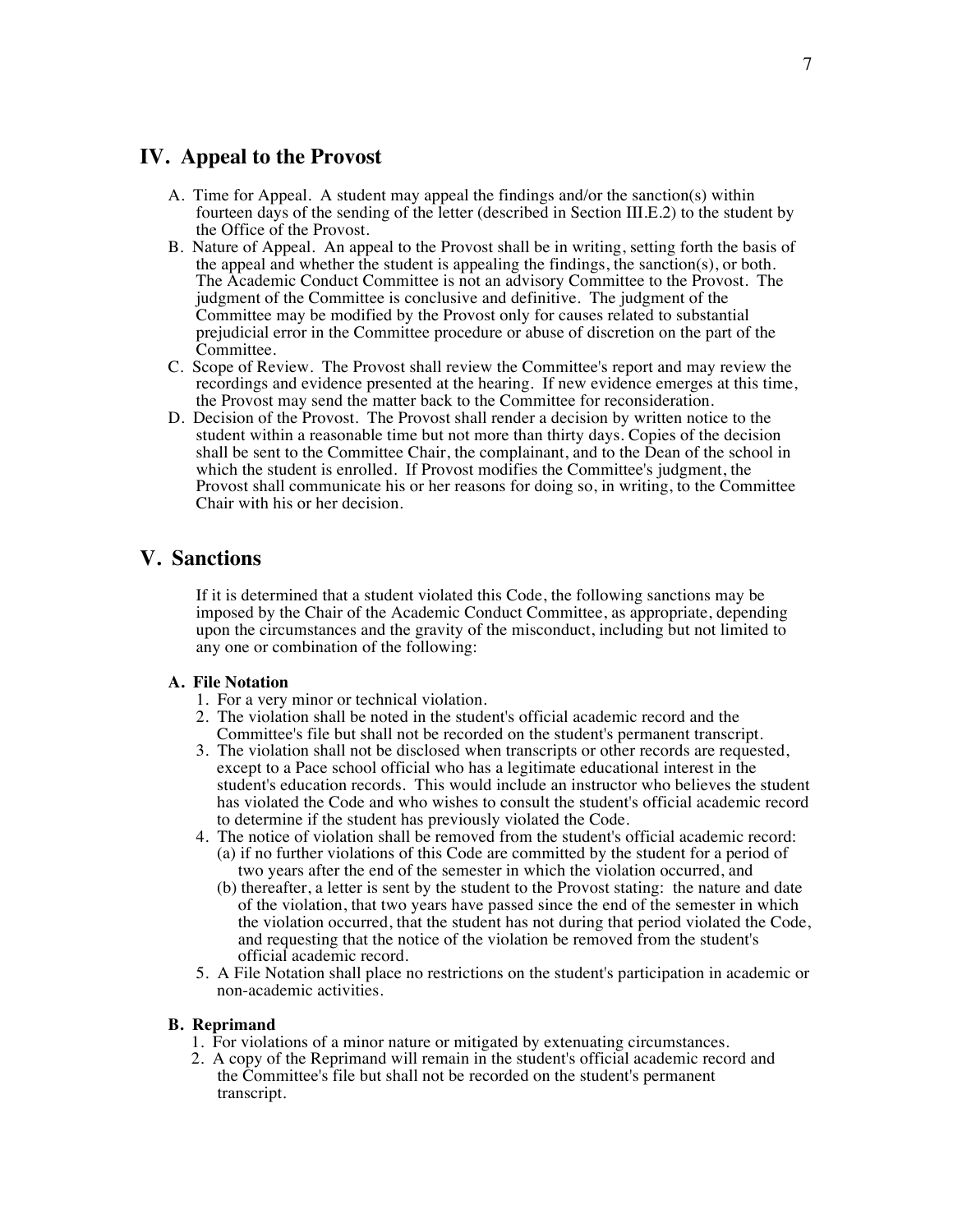## IV. Appeal to the Provost

A. Time for Appeal. A student may appeal the findings and/or the sanction(s) within fourteen days of the sending of the letter (described in Section III.E.2) to the student by the Office of the Provost.

B. Nature of Appeal. An appeal to the Provost shall be in writing, setting forth the basis of the appeal and whether the student is appealing the findings, the sanction(s), or both. The Academic Conduct Committee is not an advisory Committee to the Provost. The judgment of the Committee is conclusive and definitive. The judgment of the Committee may be modified by the Provost only for causes related to substantial prejudicial error in the Committee procedure or abuse of discretion on the part of the Committee.

C. Scope of Review. The Provost shall review the Committee's report and may review the recordings and evidence presented at the hearing. If new evidence emerges at this time, the Provost may send the matter back to the Committee for reconsideration.

D. Decision of the Provost. The Provost shall render a decision by written notice to the student within a reasonable time but not more than thirty days. Copies of the decision shall be sent to the Committee Chair, the complainant, and to the Dean of the school in which the student is enrolled. If Provost modifies the Committee's judgment, the Provost shall communicate his or her reasons for doing so, in writing, to the Committee Chair with his or her decision.

## V. Sanctions

If it is determined that a student violated this Code, the following sanctions may be imposed by the Chair of the Academic Conduct Committee, as appropriate, depending upon the circumstances and the gravity of the misconduct, including but not limited to any one or combination of the following:

**A. File Notation**

1. For a very minor or technical violation.
2. The violation shall be noted in the student's official academic record and the Committee's file but shall not be recorded on the student's permanent transcript.
3. The violation shall not be disclosed when transcripts or other records are requested, except to a Pace school official who has a legitimate educational interest in the student's education records. This would include an instructor who believes the student has violated the Code and who wishes to consult the student's official academic record to determine if the student has previously violated the Code.
4. The notice of violation shall be removed from the student's official academic record:
   (a) if no further violations of this Code are committed by the student for a period of two years after the end of the semester in which the violation occurred, and
   (b) thereafter, a letter is sent by the student to the Provost stating: the nature and date of the violation, that two years have passed since the end of the semester in which the violation occurred, that the student has not during that period violated the Code, and requesting that the notice of the violation be removed from the student's official academic record.
5. A File Notation shall place no restrictions on the student's participation in academic or non-academic activities.

**B. Reprimand**

1. For violations of a minor nature or mitigated by extenuating circumstances.
2. A copy of the Reprimand will remain in the student's official academic record and the Committee's file but shall not be recorded on the student's permanent transcript.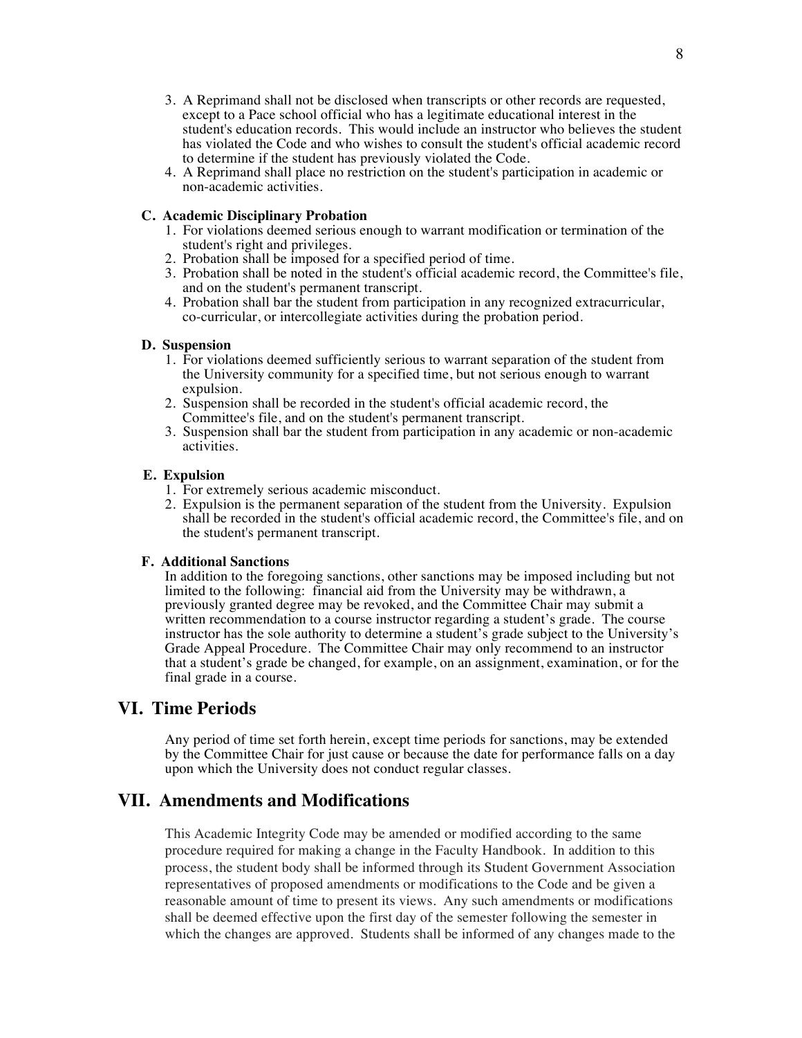3. A Reprimand shall not be disclosed when transcripts or other records are requested, except to a Pace school official who has a legitimate educational interest in the student's education records. This would include an instructor who believes the student has violated the Code and who wishes to consult the student's official academic record to determine if the student has previously violated the Code.
4. A Reprimand shall place no restriction on the student's participation in academic or non-academic activities.

**C. Academic Disciplinary Probation**

1. For violations deemed serious enough to warrant modification or termination of the student's right and privileges.
2. Probation shall be imposed for a specified period of time.
3. Probation shall be noted in the student's official academic record, the Committee's file, and on the student's permanent transcript.
4. Probation shall bar the student from participation in any recognized extracurricular, co-curricular, or intercollegiate activities during the probation period.

**D. Suspension**

1. For violations deemed sufficiently serious to warrant separation of the student from the University community for a specified time, but not serious enough to warrant expulsion.
2. Suspension shall be recorded in the student's official academic record, the Committee's file, and on the student's permanent transcript.
3. Suspension shall bar the student from participation in any academic or non-academic activities.

**E. Expulsion**

1. For extremely serious academic misconduct.
2. Expulsion is the permanent separation of the student from the University. Expulsion shall be recorded in the student's official academic record, the Committee's file, and on the student's permanent transcript.

**F. Additional Sanctions**

In addition to the foregoing sanctions, other sanctions may be imposed including but not limited to the following: financial aid from the University may be withdrawn, a previously granted degree may be revoked, and the Committee Chair may submit a written recommendation to a course instructor regarding a student's grade. The course instructor has the sole authority to determine a student's grade subject to the University's Grade Appeal Procedure. The Committee Chair may only recommend to an instructor that a student's grade be changed, for example, on an assignment, examination, or for the final grade in a course.

## VI. Time Periods

Any period of time set forth herein, except time periods for sanctions, may be extended by the Committee Chair for just cause or because the date for performance falls on a day upon which the University does not conduct regular classes.

## VII. Amendments and Modifications

This Academic Integrity Code may be amended or modified according to the same procedure required for making a change in the Faculty Handbook. In addition to this process, the student body shall be informed through its Student Government Association representatives of proposed amendments or modifications to the Code and be given a reasonable amount of time to present its views. Any such amendments or modifications shall be deemed effective upon the first day of the semester following the semester in which the changes are approved. Students shall be informed of any changes made to the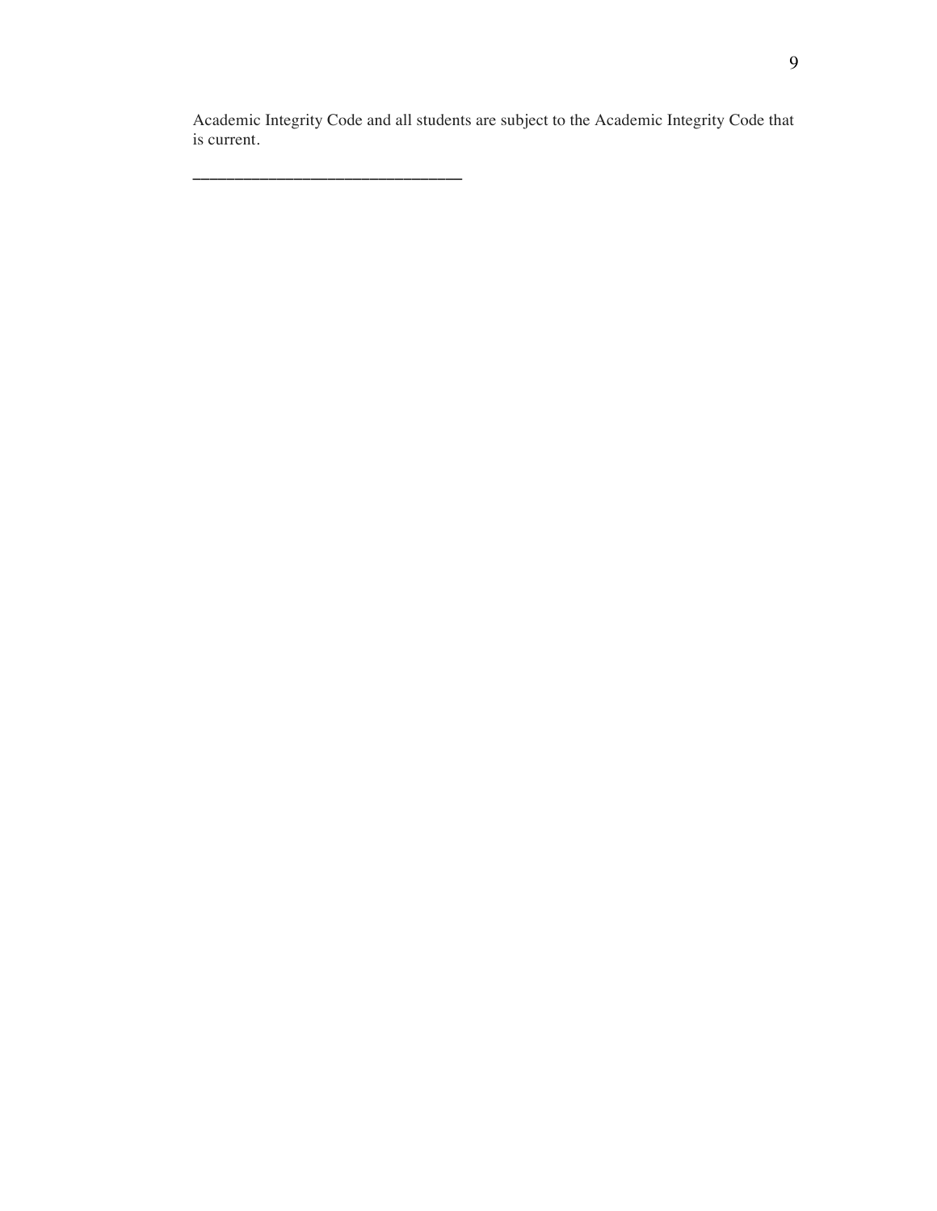Academic Integrity Code and all students are subject to the Academic Integrity Code that is current.

______________________________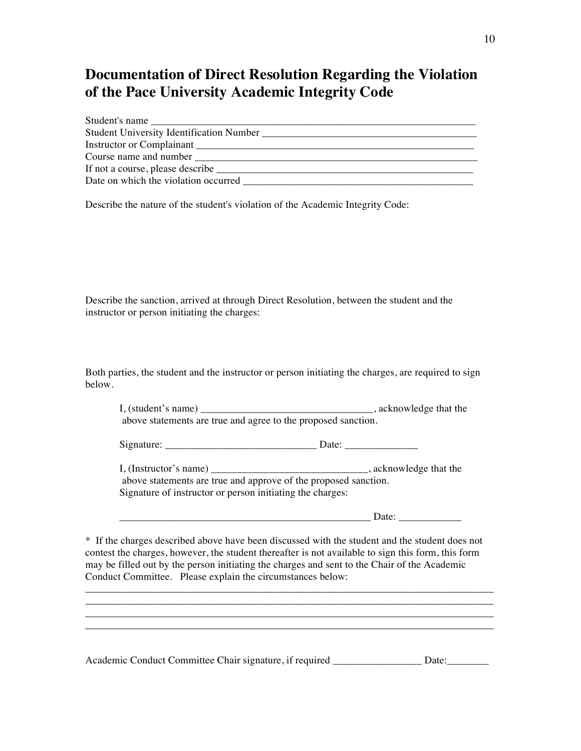# Documentation of Direct Resolution Regarding the Violation of the Pace University Academic Integrity Code

Student's name ________________________________________________________________
Student University Identification Number ________________________________________
Instructor or Complainant ______________________________________________________
Course name and number ______________________________________________________
If not a course, please describe _________________________________________________
Date on which the violation occurred ____________________________________________

Describe the nature of the student's violation of the Academic Integrity Code:

Describe the sanction, arrived at through Direct Resolution, between the student and the instructor or person initiating the charges:

Both parties, the student and the instructor or person initiating the charges, are required to sign below.

I, (student's name) _________________________________, acknowledge that the above statements are true and agree to the proposed sanction.

Signature: _____________________________ Date: ______________

I, (Instructor's name) ______________________________, acknowledge that the above statements are true and approve of the proposed sanction.
Signature of instructor or person initiating the charges:

__________________________________________________ Date: ____________

* If the charges described above have been discussed with the student and the student does not contest the charges, however, the student thereafter is not available to sign this form, this form may be filled out by the person initiating the charges and sent to the Chair of the Academic Conduct Committee. Please explain the circumstances below:

_________________________________________________________________________________
_________________________________________________________________________________
_________________________________________________________________________________
_________________________________________________________________________________

Academic Conduct Committee Chair signature, if required ________________ Date:________